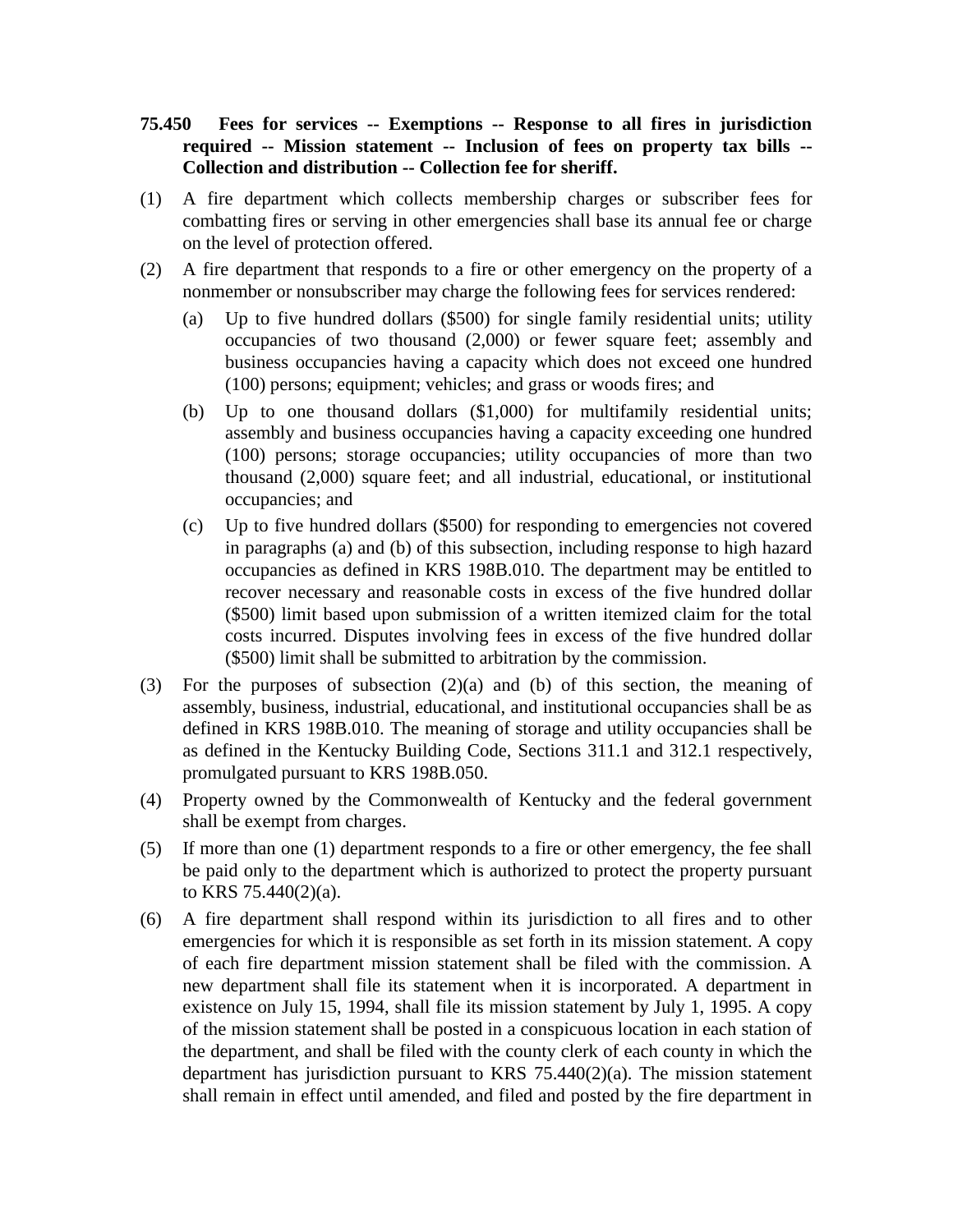**75.450 Fees for services -- Exemptions -- Response to all fires in jurisdiction required -- Mission statement -- Inclusion of fees on property tax bills -- Collection and distribution -- Collection fee for sheriff.**

(1) A fire department which collects membership charges or subscriber fees for combatting fires or serving in other emergencies shall base its annual fee or charge on the level of protection offered.

(2) A fire department that responds to a fire or other emergency on the property of a nonmember or nonsubscriber may charge the following fees for services rendered:

 (a) Up to five hundred dollars ($500) for single family residential units; utility occupancies of two thousand (2,000) or fewer square feet; assembly and business occupancies having a capacity which does not exceed one hundred (100) persons; equipment; vehicles; and grass or woods fires; and

 (b) Up to one thousand dollars ($1,000) for multifamily residential units; assembly and business occupancies having a capacity exceeding one hundred (100) persons; storage occupancies; utility occupancies of more than two thousand (2,000) square feet; and all industrial, educational, or institutional occupancies; and

 (c) Up to five hundred dollars ($500) for responding to emergencies not covered in paragraphs (a) and (b) of this subsection, including response to high hazard occupancies as defined in KRS 198B.010. The department may be entitled to recover necessary and reasonable costs in excess of the five hundred dollar ($500) limit based upon submission of a written itemized claim for the total costs incurred. Disputes involving fees in excess of the five hundred dollar ($500) limit shall be submitted to arbitration by the commission.

(3) For the purposes of subsection (2)(a) and (b) of this section, the meaning of assembly, business, industrial, educational, and institutional occupancies shall be as defined in KRS 198B.010. The meaning of storage and utility occupancies shall be as defined in the Kentucky Building Code, Sections 311.1 and 312.1 respectively, promulgated pursuant to KRS 198B.050.

(4) Property owned by the Commonwealth of Kentucky and the federal government shall be exempt from charges.

(5) If more than one (1) department responds to a fire or other emergency, the fee shall be paid only to the department which is authorized to protect the property pursuant to KRS 75.440(2)(a).

(6) A fire department shall respond within its jurisdiction to all fires and to other emergencies for which it is responsible as set forth in its mission statement. A copy of each fire department mission statement shall be filed with the commission. A new department shall file its statement when it is incorporated. A department in existence on July 15, 1994, shall file its mission statement by July 1, 1995. A copy of the mission statement shall be posted in a conspicuous location in each station of the department, and shall be filed with the county clerk of each county in which the department has jurisdiction pursuant to KRS 75.440(2)(a). The mission statement shall remain in effect until amended, and filed and posted by the fire department in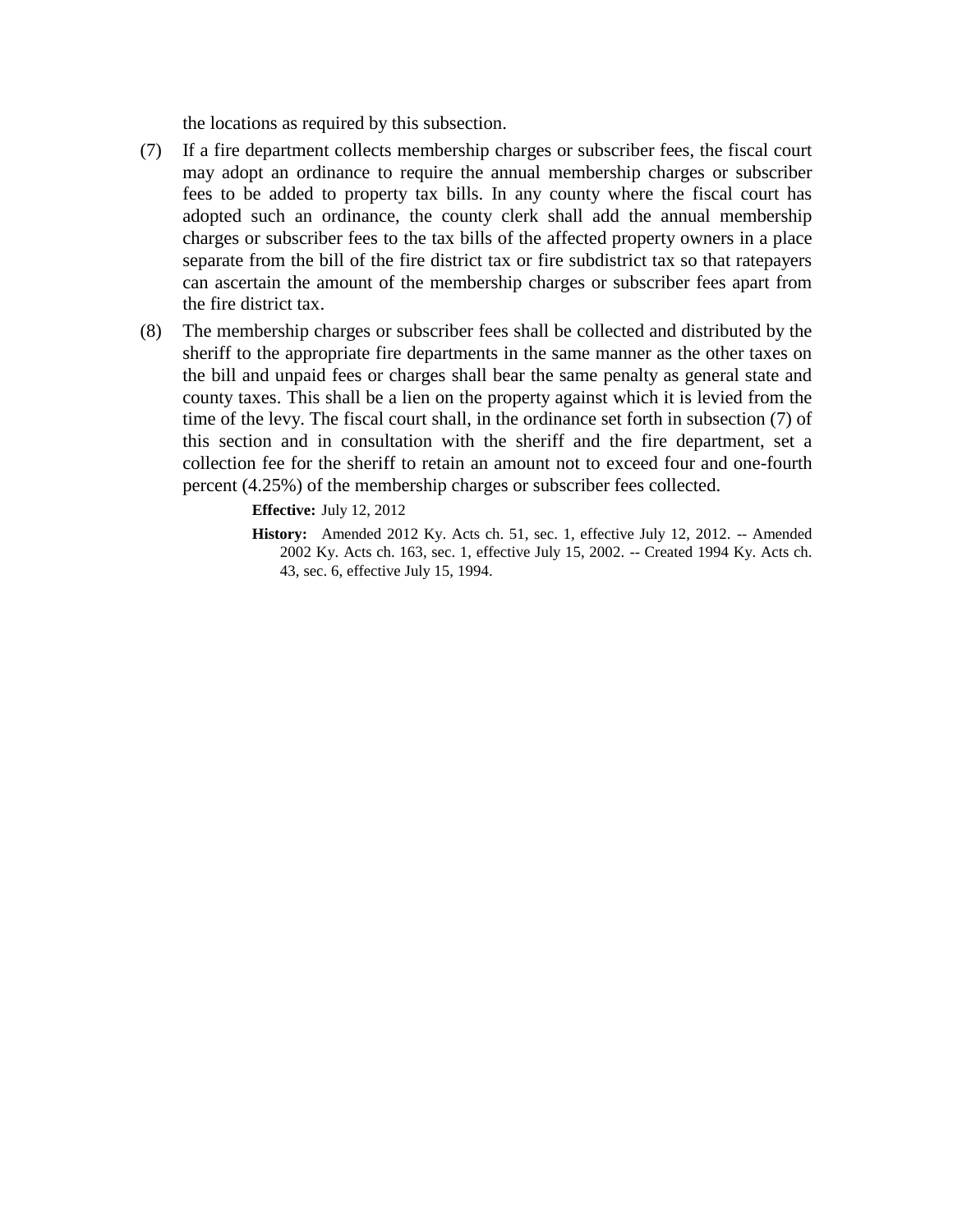the locations as required by this subsection.

(7) If a fire department collects membership charges or subscriber fees, the fiscal court may adopt an ordinance to require the annual membership charges or subscriber fees to be added to property tax bills. In any county where the fiscal court has adopted such an ordinance, the county clerk shall add the annual membership charges or subscriber fees to the tax bills of the affected property owners in a place separate from the bill of the fire district tax or fire subdistrict tax so that ratepayers can ascertain the amount of the membership charges or subscriber fees apart from the fire district tax.

(8) The membership charges or subscriber fees shall be collected and distributed by the sheriff to the appropriate fire departments in the same manner as the other taxes on the bill and unpaid fees or charges shall bear the same penalty as general state and county taxes. This shall be a lien on the property against which it is levied from the time of the levy. The fiscal court shall, in the ordinance set forth in subsection (7) of this section and in consultation with the sheriff and the fire department, set a collection fee for the sheriff to retain an amount not to exceed four and one-fourth percent (4.25%) of the membership charges or subscriber fees collected.

**Effective:** July 12, 2012

**History:** Amended 2012 Ky. Acts ch. 51, sec. 1, effective July 12, 2012. -- Amended 2002 Ky. Acts ch. 163, sec. 1, effective July 15, 2002. -- Created 1994 Ky. Acts ch. 43, sec. 6, effective July 15, 1994.